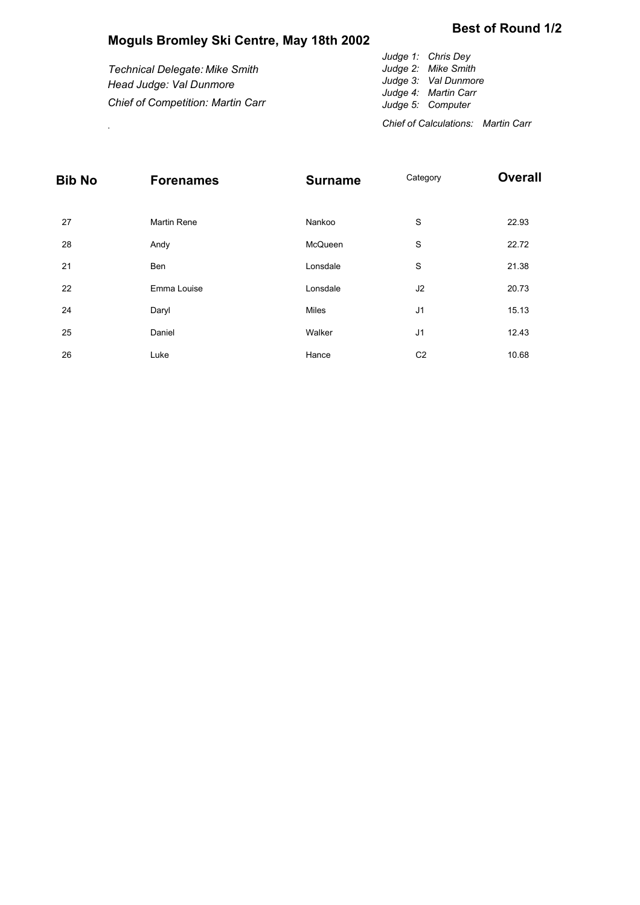**Best of Round 1/2**

# Moguls Bromley Ski Centre, May 18th 2002

*Technical Delegate: Mike Smith*
*Head Judge: Val Dunmore*
*Chief of Competition: Martin Carr*

.

*Judge 1: Chris Dey*
*Judge 2: Mike Smith*
*Judge 3: Val Dunmore*
*Judge 4: Martin Carr*
*Judge 5: Computer*

*Chief of Calculations: Martin Carr*

| Bib No | Forenames | Surname | Category | Overall |
|---|---|---|---|---|
| 27 | Martin Rene | Nankoo | S | 22.93 |
| 28 | Andy | McQueen | S | 22.72 |
| 21 | Ben | Lonsdale | S | 21.38 |
| 22 | Emma Louise | Lonsdale | J2 | 20.73 |
| 24 | Daryl | Miles | J1 | 15.13 |
| 25 | Daniel | Walker | J1 | 12.43 |
| 26 | Luke | Hance | C2 | 10.68 |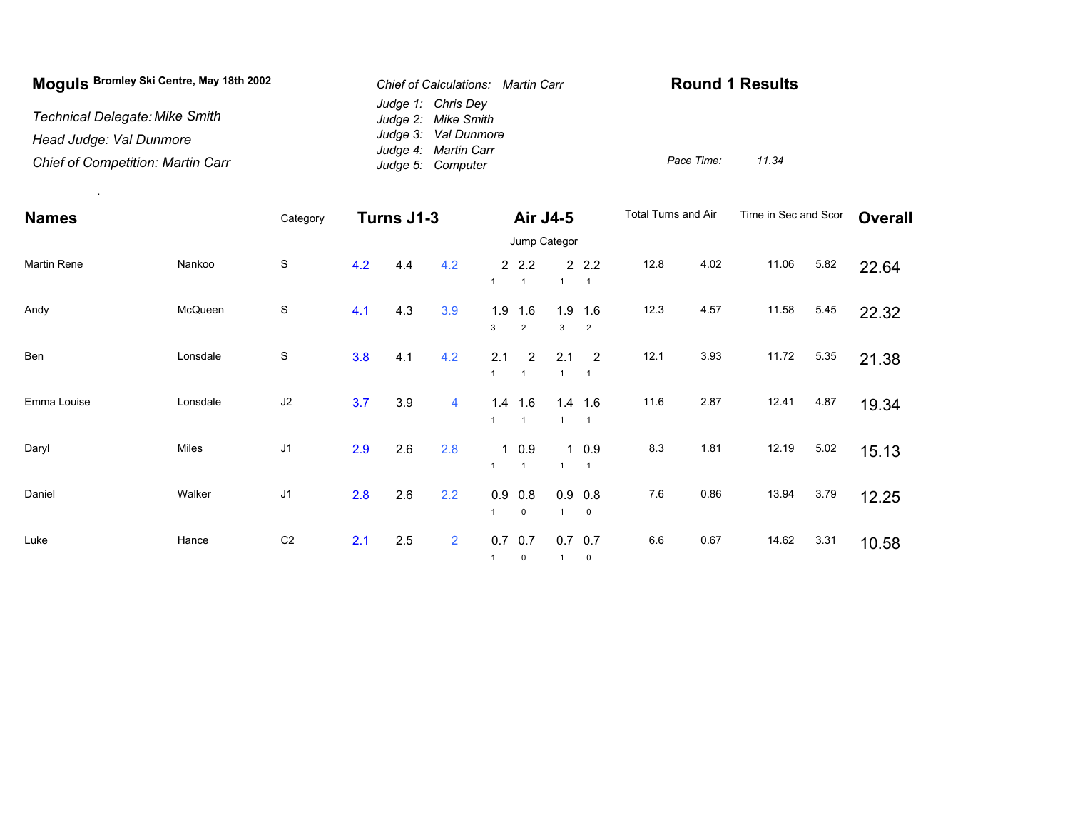**Moguls** Bromley Ski Centre, May 18th 2002

*Technical Delegate:* *Mike Smith*

*Head Judge: Val Dunmore*

*Chief of Competition: Martin Carr*

*Chief of Calculations:* *Martin Carr*

*Judge 1:* *Chris Dey*
*Judge 2:* *Mike Smith*
*Judge 3:* *Val Dunmore*
*Judge 4:* *Martin Carr*
*Judge 5:* *Computer*

## Round 1 Results

*Pace Time:* *11.34*

| Names | | Category | Turns J1-3 | | | Air J4-5 | | | | Total Turns and Air | | Time in Sec and Scor | | Overall |
|---|---|---|---|---|---|---|---|---|---|---|---|---|---|---|
| | | | | | | Jump Categor | | | | | | | | |
| Martin Rene | Nankoo | S | 4.2 | 4.4 | 4.2 | 2 (1) | 2.2 (1) | 2 (1) | 2.2 (1) | 12.8 | 4.02 | 11.06 | 5.82 | 22.64 |
| Andy | McQueen | S | 4.1 | 4.3 | 3.9 | 1.9 (3) | 1.6 (2) | 1.9 (3) | 1.6 (2) | 12.3 | 4.57 | 11.58 | 5.45 | 22.32 |
| Ben | Lonsdale | S | 3.8 | 4.1 | 4.2 | 2.1 (1) | 2 (1) | 2.1 (1) | 2 (1) | 12.1 | 3.93 | 11.72 | 5.35 | 21.38 |
| Emma Louise | Lonsdale | J2 | 3.7 | 3.9 | 4 | 1.4 (1) | 1.6 (1) | 1.4 (1) | 1.6 (1) | 11.6 | 2.87 | 12.41 | 4.87 | 19.34 |
| Daryl | Miles | J1 | 2.9 | 2.6 | 2.8 | 1 (1) | 0.9 (1) | 1 (1) | 0.9 (1) | 8.3 | 1.81 | 12.19 | 5.02 | 15.13 |
| Daniel | Walker | J1 | 2.8 | 2.6 | 2.2 | 0.9 (1) | 0.8 (0) | 0.9 (1) | 0.8 (0) | 7.6 | 0.86 | 13.94 | 3.79 | 12.25 |
| Luke | Hance | C2 | 2.1 | 2.5 | 2 | 0.7 (1) | 0.7 (0) | 0.7 (1) | 0.7 (0) | 6.6 | 0.67 | 14.62 | 3.31 | 10.58 |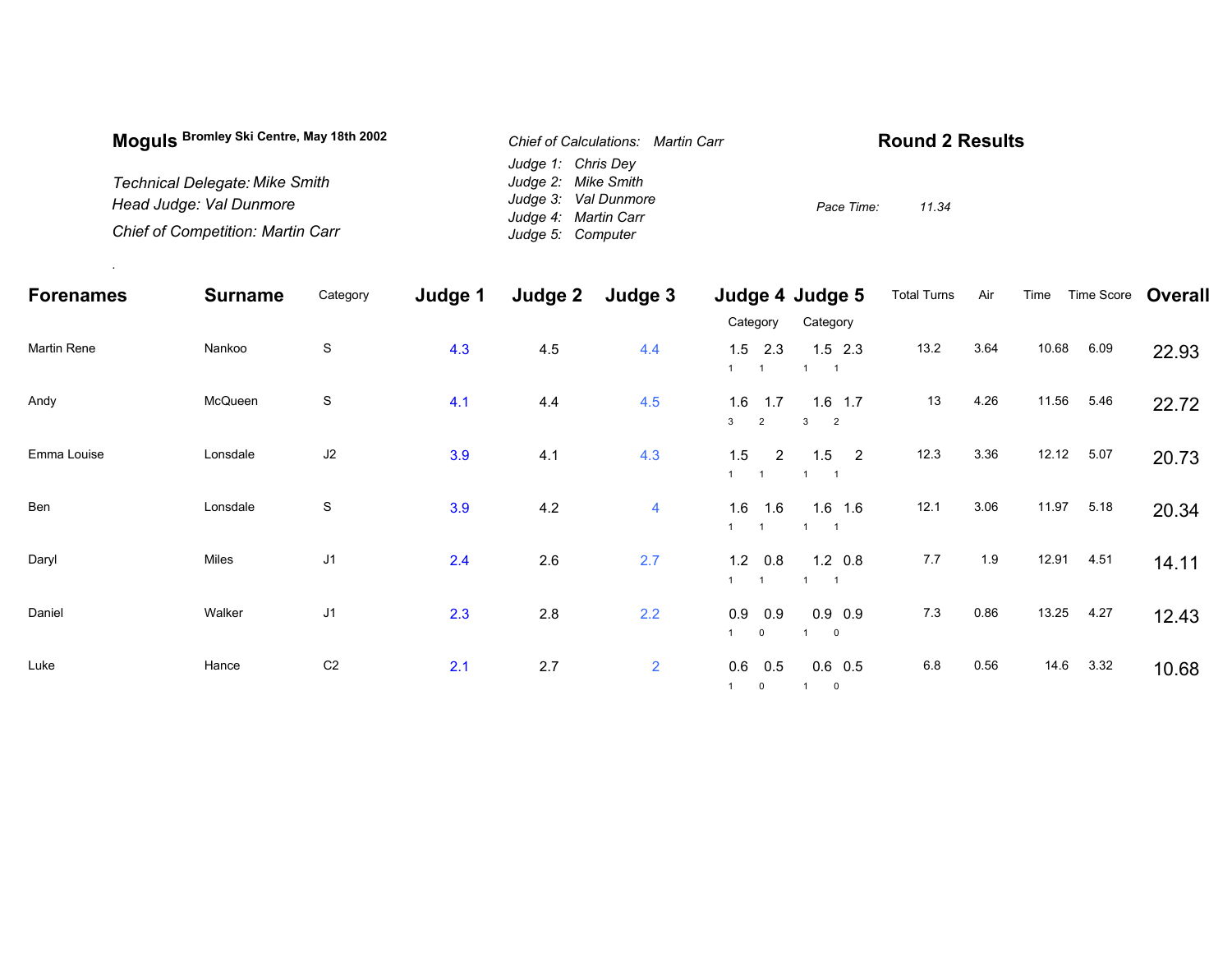**Moguls** **Bromley Ski Centre, May 18th 2002**

*Technical Delegate: Mike Smith*
*Head Judge: Val Dunmore*
*Chief of Competition: Martin Carr*

*Chief of Calculations: Martin Carr*
*Judge 1: Chris Dey*
*Judge 2: Mike Smith*
*Judge 3: Val Dunmore*
*Judge 4: Martin Carr*
*Judge 5: Computer*

## Round 2 Results

*Pace Time: 11.34*

| Forenames | Surname | Category | Judge 1 | Judge 2 | Judge 3 | Judge 4 | | Judge 5 | | Total Turns | Air | Time | Time Score | Overall |
|---|---|---|---|---|---|---|---|---|---|---|---|---|---|---|
| | | | | | | Category | | Category | | | | | | |
| Martin Rene | Nankoo | S | 4.3 | 4.5 | 4.4 | 1.5 (1) | 2.3 (1) | 1.5 (1) | 2.3 (1) | 13.2 | 3.64 | 10.68 | 6.09 | 22.93 |
| Andy | McQueen | S | 4.1 | 4.4 | 4.5 | 1.6 (3) | 1.7 (2) | 1.6 (3) | 1.7 (2) | 13 | 4.26 | 11.56 | 5.46 | 22.72 |
| Emma Louise | Lonsdale | J2 | 3.9 | 4.1 | 4.3 | 1.5 (1) | 2 (1) | 1.5 (1) | 2 (1) | 12.3 | 3.36 | 12.12 | 5.07 | 20.73 |
| Ben | Lonsdale | S | 3.9 | 4.2 | 4 | 1.6 (1) | 1.6 (1) | 1.6 (1) | 1.6 (1) | 12.1 | 3.06 | 11.97 | 5.18 | 20.34 |
| Daryl | Miles | J1 | 2.4 | 2.6 | 2.7 | 1.2 (1) | 0.8 (1) | 1.2 (1) | 0.8 (1) | 7.7 | 1.9 | 12.91 | 4.51 | 14.11 |
| Daniel | Walker | J1 | 2.3 | 2.8 | 2.2 | 0.9 (1) | 0.9 (0) | 0.9 (1) | 0.9 (0) | 7.3 | 0.86 | 13.25 | 4.27 | 12.43 |
| Luke | Hance | C2 | 2.1 | 2.7 | 2 | 0.6 (1) | 0.5 (0) | 0.6 (1) | 0.5 (0) | 6.8 | 0.56 | 14.6 | 3.32 | 10.68 |